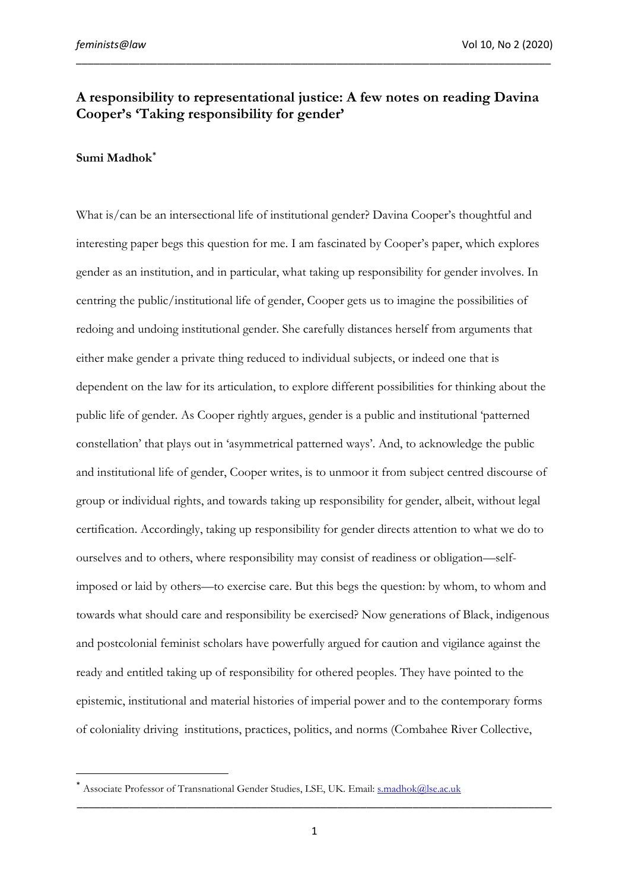# A responsibility to representational justice: A few notes on reading Davina Cooper's 'Taking responsibility for gender'

**Sumi Madhok**[*]

What is/can be an intersectional life of institutional gender? Davina Cooper's thoughtful and interesting paper begs this question for me. I am fascinated by Cooper's paper, which explores gender as an institution, and in particular, what taking up responsibility for gender involves. In centring the public/institutional life of gender, Cooper gets us to imagine the possibilities of redoing and undoing institutional gender. She carefully distances herself from arguments that either make gender a private thing reduced to individual subjects, or indeed one that is dependent on the law for its articulation, to explore different possibilities for thinking about the public life of gender. As Cooper rightly argues, gender is a public and institutional 'patterned constellation' that plays out in 'asymmetrical patterned ways'. And, to acknowledge the public and institutional life of gender, Cooper writes, is to unmoor it from subject centred discourse of group or individual rights, and towards taking up responsibility for gender, albeit, without legal certification. Accordingly, taking up responsibility for gender directs attention to what we do to ourselves and to others, where responsibility may consist of readiness or obligation—self-imposed or laid by others—to exercise care. But this begs the question: by whom, to whom and towards what should care and responsibility be exercised? Now generations of Black, indigenous and postcolonial feminist scholars have powerfully argued for caution and vigilance against the ready and entitled taking up of responsibility for othered peoples. They have pointed to the epistemic, institutional and material histories of imperial power and to the contemporary forms of coloniality driving institutions, practices, politics, and norms (Combahee River Collective,

---

[*] Associate Professor of Transnational Gender Studies, LSE, UK. Email: s.madhok@lse.ac.uk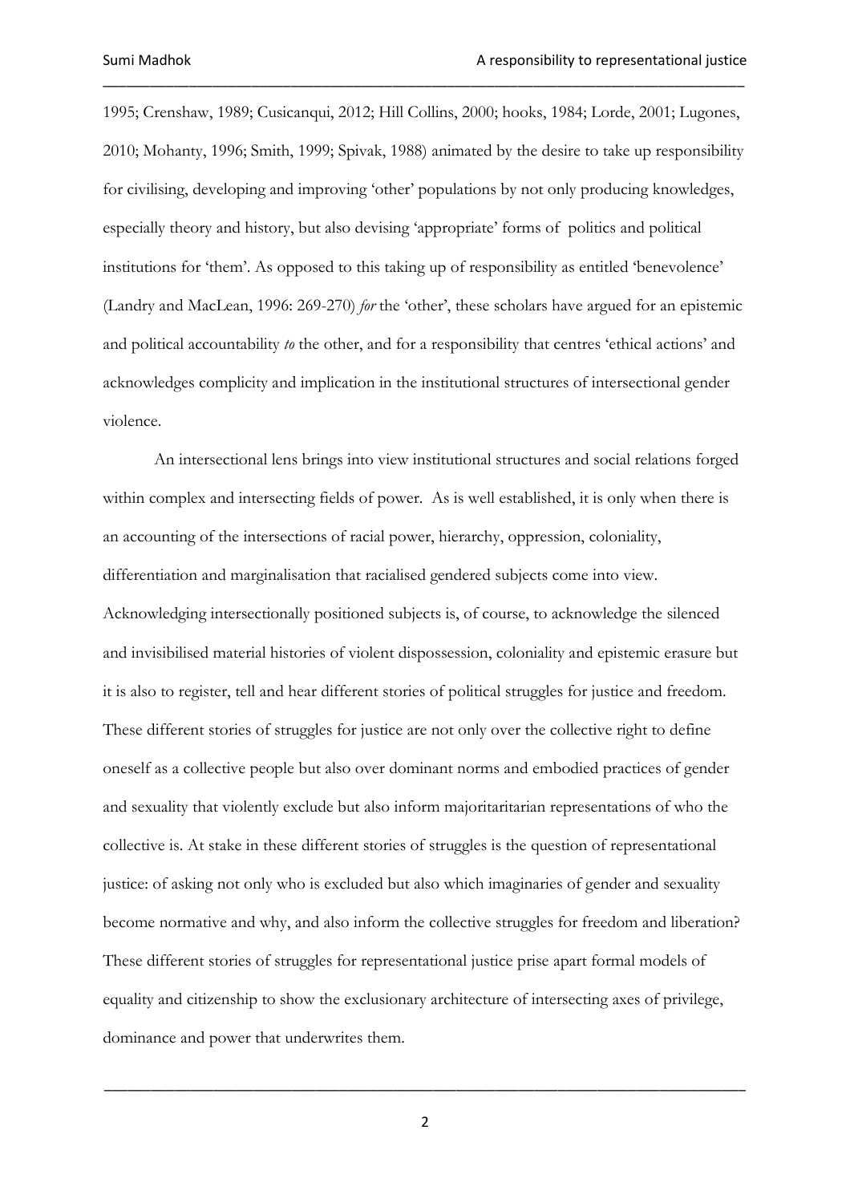1995; Crenshaw, 1989; Cusicanqui, 2012; Hill Collins, 2000; hooks, 1984; Lorde, 2001; Lugones, 2010; Mohanty, 1996; Smith, 1999; Spivak, 1988) animated by the desire to take up responsibility for civilising, developing and improving 'other' populations by not only producing knowledges, especially theory and history, but also devising 'appropriate' forms of politics and political institutions for 'them'. As opposed to this taking up of responsibility as entitled 'benevolence' (Landry and MacLean, 1996: 269-270) *for* the 'other', these scholars have argued for an epistemic and political accountability *to* the other, and for a responsibility that centres 'ethical actions' and acknowledges complicity and implication in the institutional structures of intersectional gender violence.

An intersectional lens brings into view institutional structures and social relations forged within complex and intersecting fields of power. As is well established, it is only when there is an accounting of the intersections of racial power, hierarchy, oppression, coloniality, differentiation and marginalisation that racialised gendered subjects come into view. Acknowledging intersectionally positioned subjects is, of course, to acknowledge the silenced and invisibilised material histories of violent dispossession, coloniality and epistemic erasure but it is also to register, tell and hear different stories of political struggles for justice and freedom. These different stories of struggles for justice are not only over the collective right to define oneself as a collective people but also over dominant norms and embodied practices of gender and sexuality that violently exclude but also inform majoritaritarian representations of who the collective is. At stake in these different stories of struggles is the question of representational justice: of asking not only who is excluded but also which imaginaries of gender and sexuality become normative and why, and also inform the collective struggles for freedom and liberation? These different stories of struggles for representational justice prise apart formal models of equality and citizenship to show the exclusionary architecture of intersecting axes of privilege, dominance and power that underwrites them.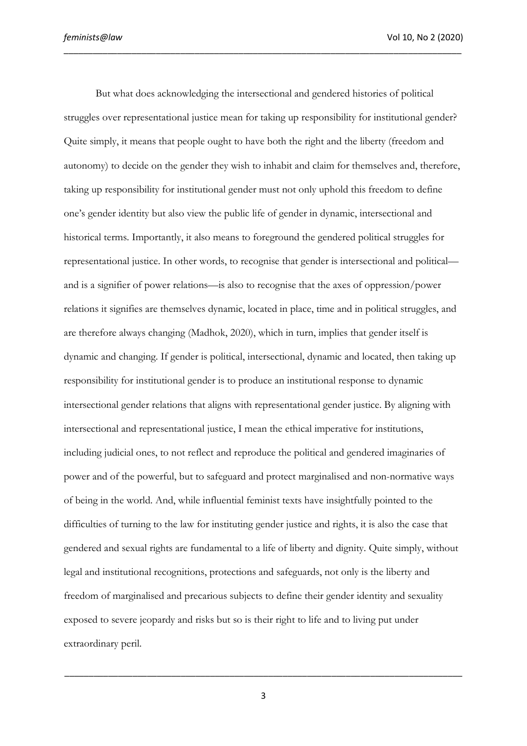But what does acknowledging the intersectional and gendered histories of political struggles over representational justice mean for taking up responsibility for institutional gender? Quite simply, it means that people ought to have both the right and the liberty (freedom and autonomy) to decide on the gender they wish to inhabit and claim for themselves and, therefore, taking up responsibility for institutional gender must not only uphold this freedom to define one's gender identity but also view the public life of gender in dynamic, intersectional and historical terms. Importantly, it also means to foreground the gendered political struggles for representational justice. In other words, to recognise that gender is intersectional and political—and is a signifier of power relations—is also to recognise that the axes of oppression/power relations it signifies are themselves dynamic, located in place, time and in political struggles, and are therefore always changing (Madhok, 2020), which in turn, implies that gender itself is dynamic and changing. If gender is political, intersectional, dynamic and located, then taking up responsibility for institutional gender is to produce an institutional response to dynamic intersectional gender relations that aligns with representational gender justice. By aligning with intersectional and representational justice, I mean the ethical imperative for institutions, including judicial ones, to not reflect and reproduce the political and gendered imaginaries of power and of the powerful, but to safeguard and protect marginalised and non-normative ways of being in the world. And, while influential feminist texts have insightfully pointed to the difficulties of turning to the law for instituting gender justice and rights, it is also the case that gendered and sexual rights are fundamental to a life of liberty and dignity. Quite simply, without legal and institutional recognitions, protections and safeguards, not only is the liberty and freedom of marginalised and precarious subjects to define their gender identity and sexuality exposed to severe jeopardy and risks but so is their right to life and to living put under extraordinary peril.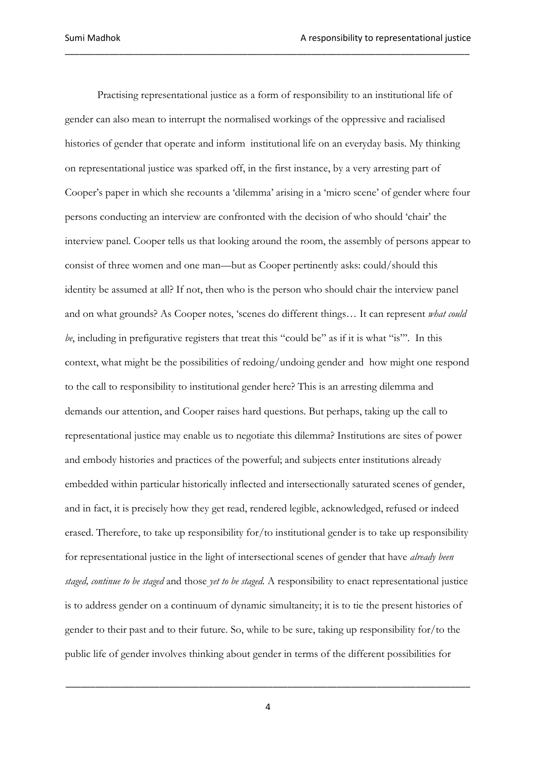Practising representational justice as a form of responsibility to an institutional life of gender can also mean to interrupt the normalised workings of the oppressive and racialised histories of gender that operate and inform institutional life on an everyday basis. My thinking on representational justice was sparked off, in the first instance, by a very arresting part of Cooper's paper in which she recounts a 'dilemma' arising in a 'micro scene' of gender where four persons conducting an interview are confronted with the decision of who should 'chair' the interview panel. Cooper tells us that looking around the room, the assembly of persons appear to consist of three women and one man—but as Cooper pertinently asks: could/should this identity be assumed at all? If not, then who is the person who should chair the interview panel and on what grounds? As Cooper notes, 'scenes do different things… It can represent *what could be*, including in prefigurative registers that treat this "could be" as if it is what "is"'. In this context, what might be the possibilities of redoing/undoing gender and how might one respond to the call to responsibility to institutional gender here? This is an arresting dilemma and demands our attention, and Cooper raises hard questions. But perhaps, taking up the call to representational justice may enable us to negotiate this dilemma? Institutions are sites of power and embody histories and practices of the powerful; and subjects enter institutions already embedded within particular historically inflected and intersectionally saturated scenes of gender, and in fact, it is precisely how they get read, rendered legible, acknowledged, refused or indeed erased. Therefore, to take up responsibility for/to institutional gender is to take up responsibility for representational justice in the light of intersectional scenes of gender that have *already been staged, continue to be staged* and those *yet to be staged*. A responsibility to enact representational justice is to address gender on a continuum of dynamic simultaneity; it is to tie the present histories of gender to their past and to their future. So, while to be sure, taking up responsibility for/to the public life of gender involves thinking about gender in terms of the different possibilities for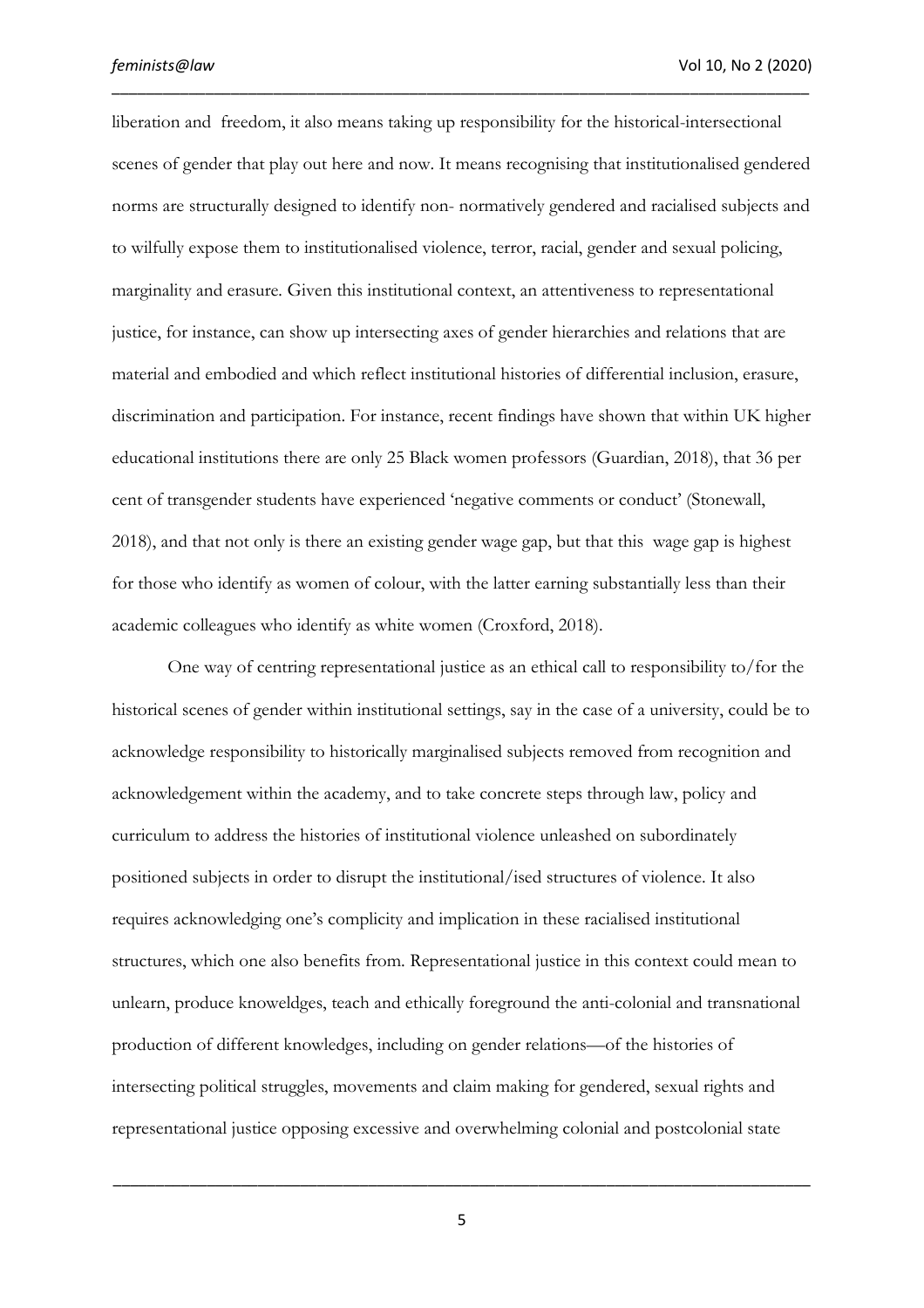liberation and  freedom, it also means taking up responsibility for the historical-intersectional scenes of gender that play out here and now. It means recognising that institutionalised gendered norms are structurally designed to identify non- normatively gendered and racialised subjects and to wilfully expose them to institutionalised violence, terror, racial, gender and sexual policing, marginality and erasure. Given this institutional context, an attentiveness to representational justice, for instance, can show up intersecting axes of gender hierarchies and relations that are material and embodied and which reflect institutional histories of differential inclusion, erasure, discrimination and participation. For instance, recent findings have shown that within UK higher educational institutions there are only 25 Black women professors (Guardian, 2018), that 36 per cent of transgender students have experienced 'negative comments or conduct' (Stonewall, 2018), and that not only is there an existing gender wage gap, but that this  wage gap is highest for those who identify as women of colour, with the latter earning substantially less than their academic colleagues who identify as white women (Croxford, 2018).

One way of centring representational justice as an ethical call to responsibility to/for the historical scenes of gender within institutional settings, say in the case of a university, could be to acknowledge responsibility to historically marginalised subjects removed from recognition and acknowledgement within the academy, and to take concrete steps through law, policy and curriculum to address the histories of institutional violence unleashed on subordinately positioned subjects in order to disrupt the institutional/ised structures of violence. It also requires acknowledging one's complicity and implication in these racialised institutional structures, which one also benefits from. Representational justice in this context could mean to unlearn, produce knoweldges, teach and ethically foreground the anti-colonial and transnational production of different knowledges, including on gender relations—of the histories of intersecting political struggles, movements and claim making for gendered, sexual rights and representational justice opposing excessive and overwhelming colonial and postcolonial state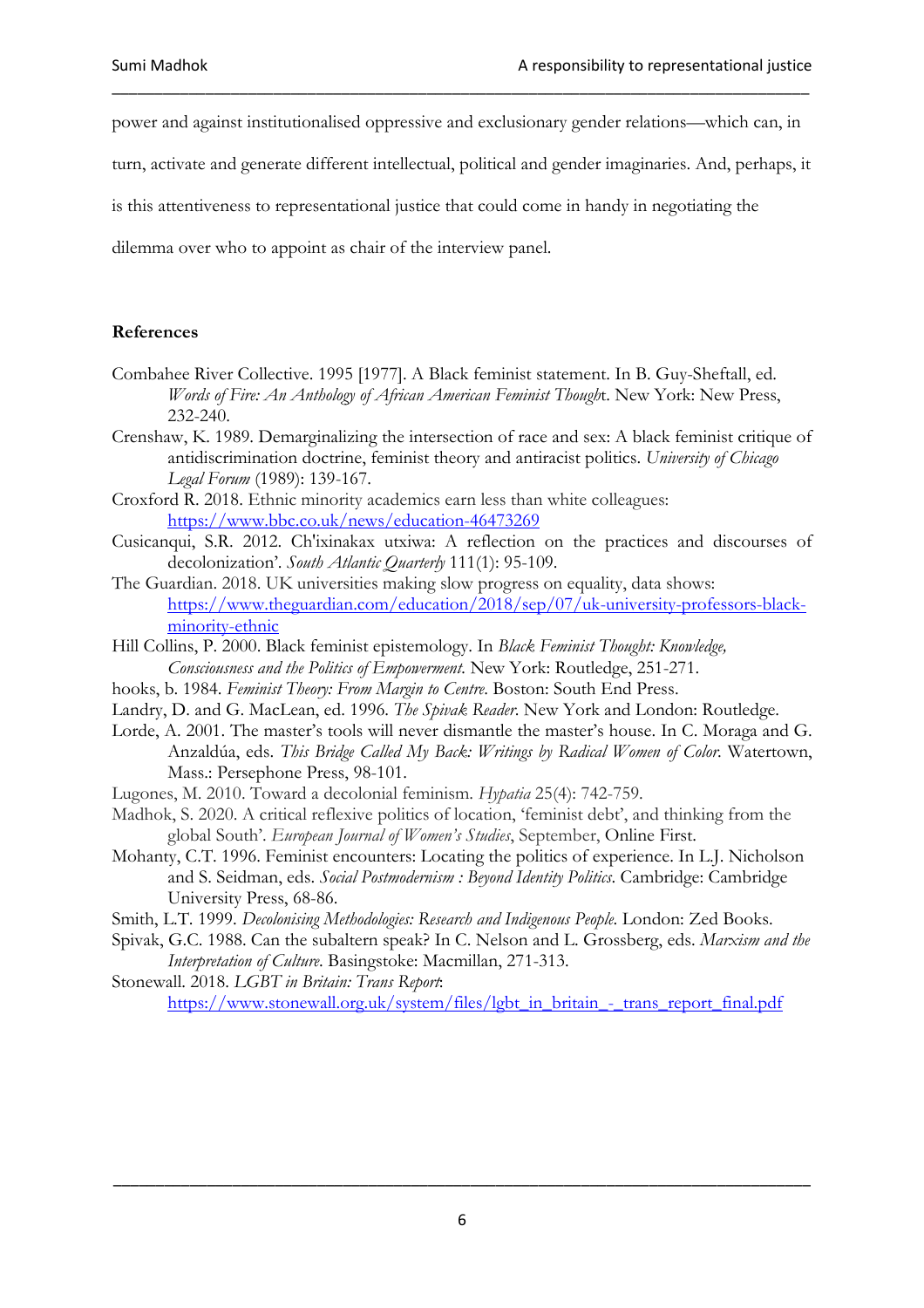power and against institutionalised oppressive and exclusionary gender relations—which can, in turn, activate and generate different intellectual, political and gender imaginaries. And, perhaps, it is this attentiveness to representational justice that could come in handy in negotiating the dilemma over who to appoint as chair of the interview panel.

## References

Combahee River Collective. 1995 [1977]. A Black feminist statement. In B. Guy-Sheftall, ed. *Words of Fire: An Anthology of African American Feminist Though*t. New York: New Press, 232-240.

Crenshaw, K. 1989. Demarginalizing the intersection of race and sex: A black feminist critique of antidiscrimination doctrine, feminist theory and antiracist politics. *University of Chicago Legal Forum* (1989): 139-167.

Croxford R. 2018. Ethnic minority academics earn less than white colleagues: https://www.bbc.co.uk/news/education-46473269

Cusicanqui, S.R. 2012. Ch'ixinakax utxiwa: A reflection on the practices and discourses of decolonization'. *South Atlantic Quarterly* 111(1): 95-109.

The Guardian. 2018. UK universities making slow progress on equality, data shows: https://www.theguardian.com/education/2018/sep/07/uk-university-professors-black-minority-ethnic

Hill Collins, P. 2000. Black feminist epistemology. In *Black Feminist Thought: Knowledge, Consciousness and the Politics of Empowerment.* New York: Routledge, 251-271.

hooks, b. 1984. *Feminist Theory: From Margin to Centre*. Boston: South End Press.

Landry, D. and G. MacLean, ed. 1996. *The Spivak Reader*. New York and London: Routledge.

Lorde, A. 2001. The master's tools will never dismantle the master's house. In C. Moraga and G. Anzaldúa, eds. *This Bridge Called My Back: Writings by Radical Women of Color.* Watertown, Mass.: Persephone Press, 98-101.

Lugones, M. 2010. Toward a decolonial feminism. *Hypatia* 25(4): 742-759.

Madhok, S. 2020. A critical reflexive politics of location, 'feminist debt', and thinking from the global South'. *European Journal of Women's Studies*, September, Online First.

Mohanty, C.T. 1996. Feminist encounters: Locating the politics of experience. In L.J. Nicholson and S. Seidman, eds. *Social Postmodernism : Beyond Identity Politics*. Cambridge: Cambridge University Press, 68-86.

Smith, L.T. 1999. *Decolonising Methodologies: Research and Indigenous People*. London: Zed Books.

Spivak, G.C. 1988. Can the subaltern speak? In C. Nelson and L. Grossberg, eds. *Marxism and the Interpretation of Culture*. Basingstoke: Macmillan, 271-313.

Stonewall. 2018. *LGBT in Britain: Trans Report*: https://www.stonewall.org.uk/system/files/lgbt_in_britain_-_trans_report_final.pdf